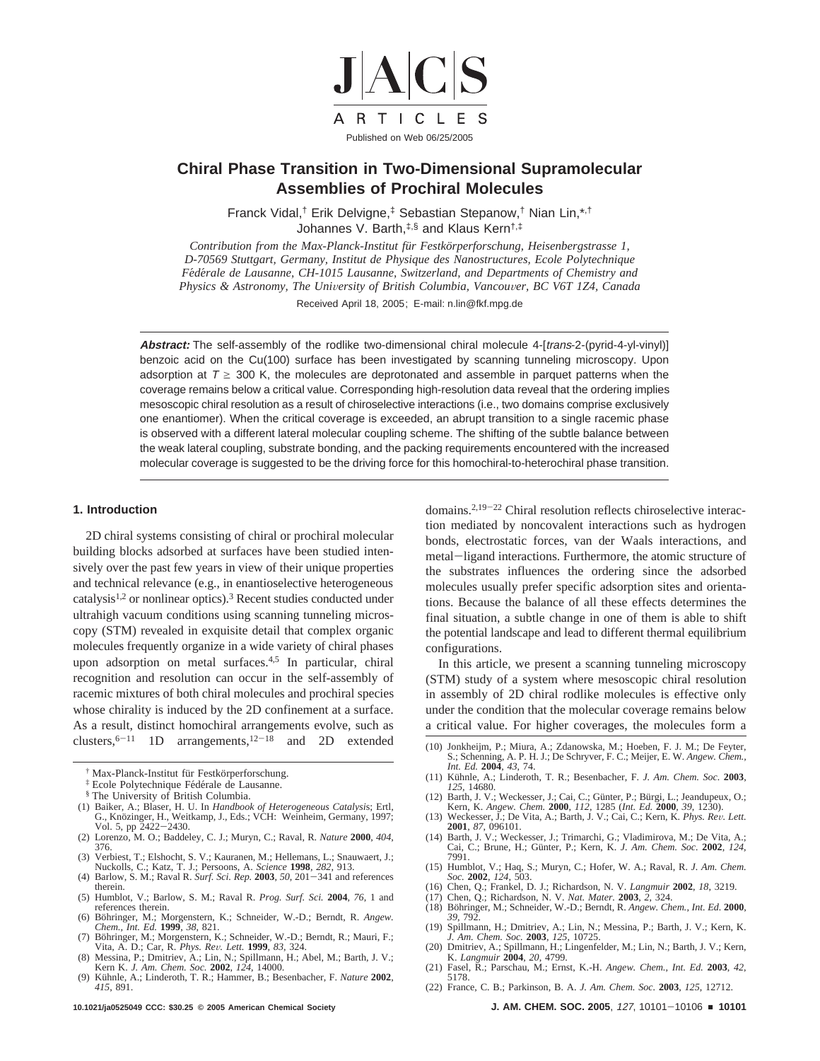# Chiral Phase Transition in Two-Dimensional Supramolecular Assemblies of Prochiral Molecules

Franck Vidal,[†] Erik Delvigne,[‡] Sebastian Stepanow,[†] Nian Lin,[*,†] Johannes V. Barth,[‡,§] and Klaus Kern[†,‡]

*Contribution from the Max-Planck-Institut für Festkörperforschung, Heisenbergstrasse 1, D-70569 Stuttgart, Germany, Institut de Physique des Nanostructures, Ecole Polytechnique Fédérale de Lausanne, CH-1015 Lausanne, Switzerland, and Departments of Chemistry and Physics & Astronomy, The University of British Columbia, Vancouver, BC V6T 1Z4, Canada*

Received April 18, 2005; E-mail: n.lin@fkf.mpg.de

***Abstract:*** The self-assembly of the rodlike two-dimensional chiral molecule 4-[*trans*-2-(pyrid-4-yl-vinyl)] benzoic acid on the Cu(100) surface has been investigated by scanning tunneling microscopy. Upon adsorption at $T \geq 300$ K, the molecules are deprotonated and assemble in parquet patterns when the coverage remains below a critical value. Corresponding high-resolution data reveal that the ordering implies mesoscopic chiral resolution as a result of chiroselective interactions (i.e., two domains comprise exclusively one enantiomer). When the critical coverage is exceeded, an abrupt transition to a single racemic phase is observed with a different lateral molecular coupling scheme. The shifting of the subtle balance between the weak lateral coupling, substrate bonding, and the packing requirements encountered with the increased molecular coverage is suggested to be the driving force for this homochiral-to-heterochiral phase transition.

## 1. Introduction

2D chiral systems consisting of chiral or prochiral molecular building blocks adsorbed at surfaces have been studied intensively over the past few years in view of their unique properties and technical relevance (e.g., in enantioselective heterogeneous catalysis[1,2] or nonlinear optics).[3] Recent studies conducted under ultrahigh vacuum conditions using scanning tunneling microscopy (STM) revealed in exquisite detail that complex organic molecules frequently organize in a wide variety of chiral phases upon adsorption on metal surfaces.[4,5] In particular, chiral recognition and resolution can occur in the self-assembly of racemic mixtures of both chiral molecules and prochiral species whose chirality is induced by the 2D confinement at a surface. As a result, distinct homochiral arrangements evolve, such as clusters,[6−11] 1D arrangements,[12−18] and 2D extended domains.[2,19−22] Chiral resolution reflects chiroselective interaction mediated by noncovalent interactions such as hydrogen bonds, electrostatic forces, van der Waals interactions, and metal−ligand interactions. Furthermore, the atomic structure of the substrates influences the ordering since the adsorbed molecules usually prefer specific adsorption sites and orientations. Because the balance of all these effects determines the final situation, a subtle change in one of them is able to shift the potential landscape and lead to different thermal equilibrium configurations.

In this article, we present a scanning tunneling microscopy (STM) study of a system where mesoscopic chiral resolution in assembly of 2D chiral rodlike molecules is effective only under the condition that the molecular coverage remains below a critical value. For higher coverages, the molecules form a

[†] Max-Planck-Institut für Festkörperforschung.

[‡] Ecole Polytechnique Fédérale de Lausanne.

[§] The University of British Columbia.

(1) Baiker, A.; Blaser, H. U. In *Handbook of Heterogeneous Catalysis*; Ertl, G., Knözinger, H., Weitkamp, J., Eds.; VCH: Weinheim, Germany, 1997; Vol. 5, pp 2422−2430.
(2) Lorenzo, M. O.; Baddeley, C. J.; Muryn, C.; Raval, R. *Nature* **2000**, *404*, 376.
(3) Verbiest, T.; Elshocht, S. V.; Kauranen, M.; Hellemans, L.; Snauwaert, J.; Nuckolls, C.; Katz, T. J.; Persoons, A. *Science* **1998**, *282*, 913.
(4) Barlow, S. M.; Raval R. *Surf. Sci. Rep.* **2003**, *50*, 201−341 and references therein.
(5) Humblot, V.; Barlow, S. M.; Raval R. *Prog. Surf. Sci.* **2004**, *76*, 1 and references therein.
(6) Böhringer, M.; Morgenstern, K.; Schneider, W.-D.; Berndt, R. *Angew. Chem., Int. Ed.* **1999**, *38*, 821.
(7) Böhringer, M.; Morgenstern, K.; Schneider, W.-D.; Berndt, R.; Mauri, F.; Vita, A. D.; Car, R. *Phys. Rev. Lett.* **1999**, *83*, 324.
(8) Messina, P.; Dmitriev, A.; Lin, N.; Spillmann, H.; Abel, M.; Barth, J. V.; Kern K. *J. Am. Chem. Soc.* **2002**, *124*, 14000.
(9) Kühnle, A.; Linderoth, T. R.; Hammer, B.; Besenbacher, F. *Nature* **2002**, *415*, 891.
(10) Jonkheijm, P.; Miura, A.; Zdanowska, M.; Hoeben, F. J. M.; De Feyter, S.; Schenning, A. P. H. J.; De Schryver, F. C.; Meijer, E. W. *Angew. Chem., Int. Ed.* **2004**, *43*, 74.
(11) Kühnle, A.; Linderoth, T. R.; Besenbacher, F. *J. Am. Chem. Soc.* **2003**, *125*, 14680.
(12) Barth, J. V.; Weckesser, J.; Cai, C.; Günter, P.; Bürgi, L.; Jeandupeux, O.; Kern, K. *Angew. Chem.* **2000**, *112*, 1285 (*Int. Ed.* **2000**, *39*, 1230).
(13) Weckesser, J.; De Vita, A.; Barth, J. V.; Cai, C.; Kern, K. *Phys. Rev. Lett.* **2001**, *87*, 096101.
(14) Barth, J. V.; Weckesser, J.; Trimarchi, G.; Vladimirova, M.; De Vita, A.; Cai, C.; Brune, H.; Günter, P.; Kern, K. *J. Am. Chem. Soc.* **2002**, *124*, 7991.
(15) Humblot, V.; Haq, S.; Muryn, C.; Hofer, W. A.; Raval, R. *J. Am. Chem. Soc.* **2002**, *124*, 503.
(16) Chen, Q.; Frankel, D. J.; Richardson, N. V. *Langmuir* **2002**, *18*, 3219.
(17) Chen, Q.; Richardson, N. V. *Nat. Mater.* **2003**, *2*, 324.
(18) Böhringer, M.; Schneider, W.-D.; Berndt, R. *Angew. Chem., Int. Ed.* **2000**, *39*, 792.
(19) Spillmann, H.; Dmitriev, A.; Lin, N.; Messina, P.; Barth, J. V.; Kern, K. *J. Am. Chem. Soc.* **2003**, *125*, 10725.
(20) Dmitriev, A.; Spillmann, H.; Lingenfelder, M.; Lin, N.; Barth, J. V.; Kern, K. *Langmuir* **2004**, *20*, 4799.
(21) Fasel, R.; Parschau, M.; Ernst, K.-H. *Angew. Chem., Int. Ed.* **2003**, *42*, 5178.
(22) France, C. B.; Parkinson, B. A. *J. Am. Chem. Soc.* **2003**, *125*, 12712.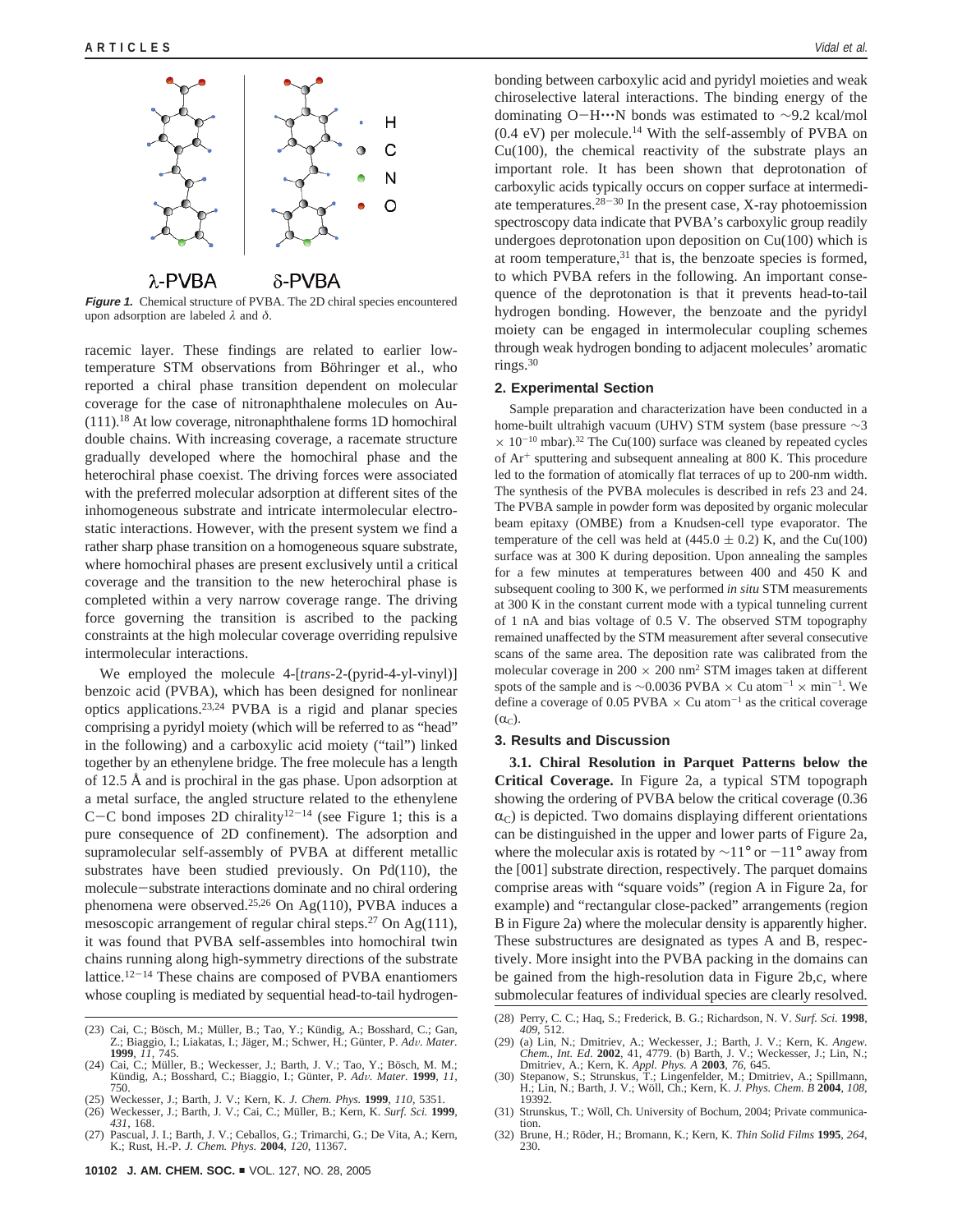**Figure 1.** Chemical structure of PVBA. The 2D chiral species encountered upon adsorption are labeled $\lambda$ and $\delta$.

racemic layer. These findings are related to earlier low-temperature STM observations from Böhringer et al., who reported a chiral phase transition dependent on molecular coverage for the case of nitronaphthalene molecules on Au-(111).[18] At low coverage, nitronaphthalene forms 1D homochiral double chains. With increasing coverage, a racemate structure gradually developed where the homochiral phase and the heterochiral phase coexist. The driving forces were associated with the preferred molecular adsorption at different sites of the inhomogeneous substrate and intricate intermolecular electrostatic interactions. However, with the present system we find a rather sharp phase transition on a homogeneous square substrate, where homochiral phases are present exclusively until a critical coverage and the transition to the new heterochiral phase is completed within a very narrow coverage range. The driving force governing the transition is ascribed to the packing constraints at the high molecular coverage overriding repulsive intermolecular interactions.

We employed the molecule 4-[*trans*-2-(pyrid-4-yl-vinyl)] benzoic acid (PVBA), which has been designed for nonlinear optics applications.[23,24] PVBA is a rigid and planar species comprising a pyridyl moiety (which will be referred to as "head" in the following) and a carboxylic acid moiety ("tail") linked together by an ethenylene bridge. The free molecule has a length of 12.5 Å and is prochiral in the gas phase. Upon adsorption at a metal surface, the angled structure related to the ethenylene C−C bond imposes 2D chirality[12−14] (see Figure 1; this is a pure consequence of 2D confinement). The adsorption and supramolecular self-assembly of PVBA at different metallic substrates have been studied previously. On Pd(110), the molecule−substrate interactions dominate and no chiral ordering phenomena were observed.[25,26] On Ag(110), PVBA induces a mesoscopic arrangement of regular chiral steps.[27] On Ag(111), it was found that PVBA self-assembles into homochiral twin chains running along high-symmetry directions of the substrate lattice.[12−14] These chains are composed of PVBA enantiomers whose coupling is mediated by sequential head-to-tail hydrogen-bonding between carboxylic acid and pyridyl moieties and weak chiroselective lateral interactions. The binding energy of the dominating O−H···N bonds was estimated to ~9.2 kcal/mol (0.4 eV) per molecule.[14] With the self-assembly of PVBA on Cu(100), the chemical reactivity of the substrate plays an important role. It has been shown that deprotonation of carboxylic acids typically occurs on copper surface at intermediate temperatures.[28−30] In the present case, X-ray photoemission spectroscopy data indicate that PVBA's carboxylic group readily undergoes deprotonation upon deposition on Cu(100) which is at room temperature,[31] that is, the benzoate species is formed, to which PVBA refers in the following. An important consequence of the deprotonation is that it prevents head-to-tail hydrogen bonding. However, the benzoate and the pyridyl moiety can be engaged in intermolecular coupling schemes through weak hydrogen bonding to adjacent molecules' aromatic rings.[30]

## 2. Experimental Section

Sample preparation and characterization have been conducted in a home-built ultrahigh vacuum (UHV) STM system (base pressure ~3 $\times$ $10^{-10}$ mbar).[32] The Cu(100) surface was cleaned by repeated cycles of $Ar^+$ sputtering and subsequent annealing at 800 K. This procedure led to the formation of atomically flat terraces of up to 200-nm width. The synthesis of the PVBA molecules is described in refs 23 and 24. The PVBA sample in powder form was deposited by organic molecular beam epitaxy (OMBE) from a Knudsen-cell type evaporator. The temperature of the cell was held at (445.0 $\pm$ 0.2) K, and the Cu(100) surface was at 300 K during deposition. Upon annealing the samples for a few minutes at temperatures between 400 and 450 K and subsequent cooling to 300 K, we performed *in situ* STM measurements at 300 K in the constant current mode with a typical tunneling current of 1 nA and bias voltage of 0.5 V. The observed STM topography remained unaffected by the STM measurement after several consecutive scans of the same area. The deposition rate was calibrated from the molecular coverage in 200 $\times$ 200 $nm^2$ STM images taken at different spots of the sample and is ~0.0036 PVBA $\times$ Cu $atom^{-1}$ $\times$ $min^{-1}$. We define a coverage of 0.05 PVBA $\times$ Cu $atom^{-1}$ as the critical coverage ($\alpha_C$).

## 3. Results and Discussion

**3.1. Chiral Resolution in Parquet Patterns below the Critical Coverage.** In Figure 2a, a typical STM topograph showing the ordering of PVBA below the critical coverage (0.36 $\alpha_C$) is depicted. Two domains displaying different orientations can be distinguished in the upper and lower parts of Figure 2a, where the molecular axis is rotated by ~11° or −11° away from the [001] substrate direction, respectively. The parquet domains comprise areas with "square voids" (region A in Figure 2a, for example) and "rectangular close-packed" arrangements (region B in Figure 2a) where the molecular density is apparently higher. These substructures are designated as types A and B, respectively. More insight into the PVBA packing in the domains can be gained from the high-resolution data in Figure 2b,c, where submolecular features of individual species are clearly resolved.

(23) Cai, C.; Bösch, M.; Müller, B.; Tao, Y.; Kündig, A.; Bosshard, C.; Gan, Z.; Biaggio, I.; Liakatas, I.; Jäger, M.; Schwer, H.; Günter, P. *Adv. Mater.* **1999**, *11*, 745.
(24) Cai, C.; Müller, B.; Weckesser, J.; Barth, J. V.; Tao, Y.; Bösch, M. M.; Kündig, A.; Bosshard, C.; Biaggio, I.; Günter, P. *Adv. Mater.* **1999**, *11*, 750.
(25) Weckesser, J.; Barth, J. V.; Kern, K. *J. Chem. Phys.* **1999**, *110*, 5351.
(26) Weckesser, J.; Barth, J. V.; Cai, C.; Müller, B.; Kern, K. *Surf. Sci.* **1999**, *431*, 168.
(27) Pascual, J. I.; Barth, J. V.; Ceballos, G.; Trimarchi, G.; De Vita, A.; Kern, K.; Rust, H.-P. *J. Chem. Phys.* **2004**, *120*, 11367.
(28) Perry, C. C.; Haq, S.; Frederick, B. G.; Richardson, N. V. *Surf. Sci.* **1998**, *409*, 512.
(29) (a) Lin, N.; Dmitriev, A.; Weckesser, J.; Barth, J. V.; Kern, K. *Angew. Chem., Int. Ed.* **2002**, 41, 4779. (b) Barth, J. V.; Weckesser, J.; Lin, N.; Dmitriev, A.; Kern, K. *Appl. Phys. A* **2003**, *76*, 645.
(30) Stepanow, S.; Strunskus, T.; Lingenfelder, M.; Dmitriev, A.; Spillmann, H.; Lin, N.; Barth, J. V.; Wöll, Ch.; Kern, K. *J. Phys. Chem. B* **2004**, *108*, 19392.
(31) Strunskus, T.; Wöll, Ch. University of Bochum, 2004; Private communication.
(32) Brune, H.; Röder, H.; Bromann, K.; Kern, K. *Thin Solid Films* **1995**, *264*, 230.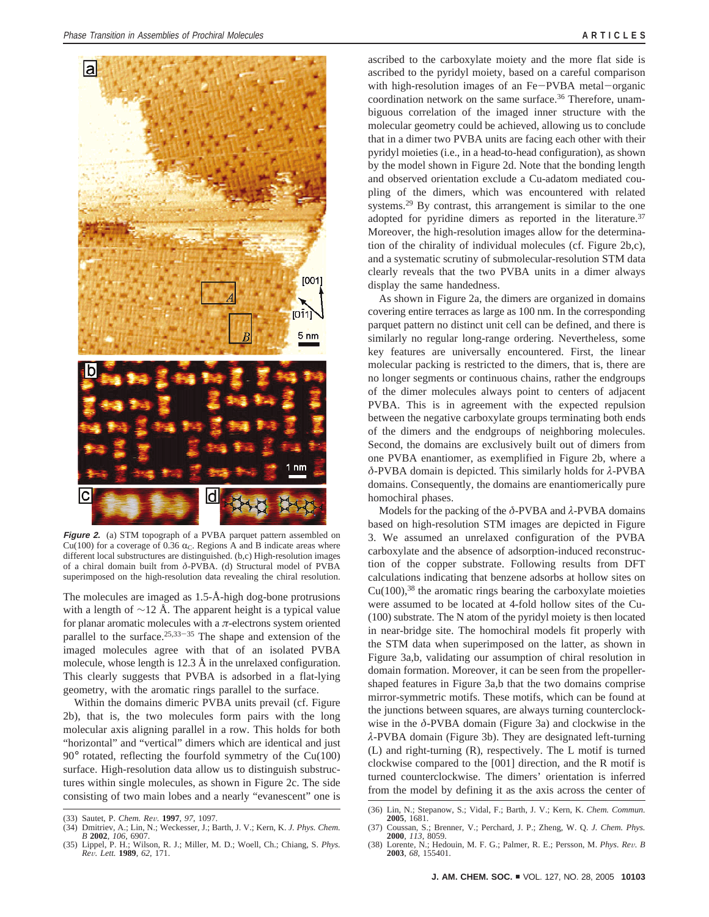**Figure 2.** (a) STM topograph of a PVBA parquet pattern assembled on Cu(100) for a coverage of 0.36 $\alpha_C$. Regions A and B indicate areas where different local substructures are distinguished. (b,c) High-resolution images of a chiral domain built from $\delta$-PVBA. (d) Structural model of PVBA superimposed on the high-resolution data revealing the chiral resolution.

The molecules are imaged as 1.5-Å-high dog-bone protrusions with a length of ~12 Å. The apparent height is a typical value for planar aromatic molecules with a $\pi$-electrons system oriented parallel to the surface.[25,33−35] The shape and extension of the imaged molecules agree with that of an isolated PVBA molecule, whose length is 12.3 Å in the unrelaxed configuration. This clearly suggests that PVBA is adsorbed in a flat-lying geometry, with the aromatic rings parallel to the surface.

Within the domains dimeric PVBA units prevail (cf. Figure 2b), that is, the two molecules form pairs with the long molecular axis aligning parallel in a row. This holds for both "horizontal" and "vertical" dimers which are identical and just 90° rotated, reflecting the fourfold symmetry of the Cu(100) surface. High-resolution data allow us to distinguish substructures within single molecules, as shown in Figure 2c. The side consisting of two main lobes and a nearly "evanescent" one is ascribed to the carboxylate moiety and the more flat side is ascribed to the pyridyl moiety, based on a careful comparison with high-resolution images of an Fe−PVBA metal−organic coordination network on the same surface.[36] Therefore, unambiguous correlation of the imaged inner structure with the molecular geometry could be achieved, allowing us to conclude that in a dimer two PVBA units are facing each other with their pyridyl moieties (i.e., in a head-to-head configuration), as shown by the model shown in Figure 2d. Note that the bonding length and observed orientation exclude a Cu-adatom mediated coupling of the dimers, which was encountered with related systems.[29] By contrast, this arrangement is similar to the one adopted for pyridine dimers as reported in the literature.[37] Moreover, the high-resolution images allow for the determination of the chirality of individual molecules (cf. Figure 2b,c), and a systematic scrutiny of submolecular-resolution STM data clearly reveals that the two PVBA units in a dimer always display the same handedness.

As shown in Figure 2a, the dimers are organized in domains covering entire terraces as large as 100 nm. In the corresponding parquet pattern no distinct unit cell can be defined, and there is similarly no regular long-range ordering. Nevertheless, some key features are universally encountered. First, the linear molecular packing is restricted to the dimers, that is, there are no longer segments or continuous chains, rather the endgroups of the dimer molecules always point to centers of adjacent PVBA. This is in agreement with the expected repulsion between the negative carboxylate groups terminating both ends of the dimers and the endgroups of neighboring molecules. Second, the domains are exclusively built out of dimers from one PVBA enantiomer, as exemplified in Figure 2b, where a $\delta$-PVBA domain is depicted. This similarly holds for $\lambda$-PVBA domains. Consequently, the domains are enantiomerically pure homochiral phases.

Models for the packing of the $\delta$-PVBA and $\lambda$-PVBA domains based on high-resolution STM images are depicted in Figure 3. We assumed an unrelaxed configuration of the PVBA carboxylate and the absence of adsorption-induced reconstruction of the copper substrate. Following results from DFT calculations indicating that benzene adsorbs at hollow sites on Cu(100),[38] the aromatic rings bearing the carboxylate moieties were assumed to be located at 4-fold hollow sites of the Cu-(100) substrate. The N atom of the pyridyl moiety is then located in near-bridge site. The homochiral models fit properly with the STM data when superimposed on the latter, as shown in Figure 3a,b, validating our assumption of chiral resolution in domain formation. Moreover, it can be seen from the propeller-shaped features in Figure 3a,b that the two domains comprise mirror-symmetric motifs. These motifs, which can be found at the junctions between squares, are always turning counterclockwise in the $\delta$-PVBA domain (Figure 3a) and clockwise in the $\lambda$-PVBA domain (Figure 3b). They are designated left-turning (L) and right-turning (R), respectively. The L motif is turned clockwise compared to the [001] direction, and the R motif is turned counterclockwise. The dimers' orientation is inferred from the model by defining it as the axis across the center of

(33) Sautet, P. *Chem. Rev.* **1997**, *97*, 1097.
(34) Dmitriev, A.; Lin, N.; Weckesser, J.; Barth, J. V.; Kern, K. *J. Phys. Chem. B* **2002**, *106*, 6907.
(35) Lippel, P. H.; Wilson, R. J.; Miller, M. D.; Woell, Ch.; Chiang, S. *Phys. Rev. Lett.* **1989**, *62*, 171.
(36) Lin, N.; Stepanow, S.; Vidal, F.; Barth, J. V.; Kern, K. *Chem. Commun.* **2005**, 1681.
(37) Coussan, S.; Brenner, V.; Perchard, J. P.; Zheng, W. Q. *J. Chem. Phys.* **2000**, *113*, 8059.
(38) Lorente, N.; Hedouin, M. F. G.; Palmer, R. E.; Persson, M. *Phys. Rev. B* **2003**, *68*, 155401.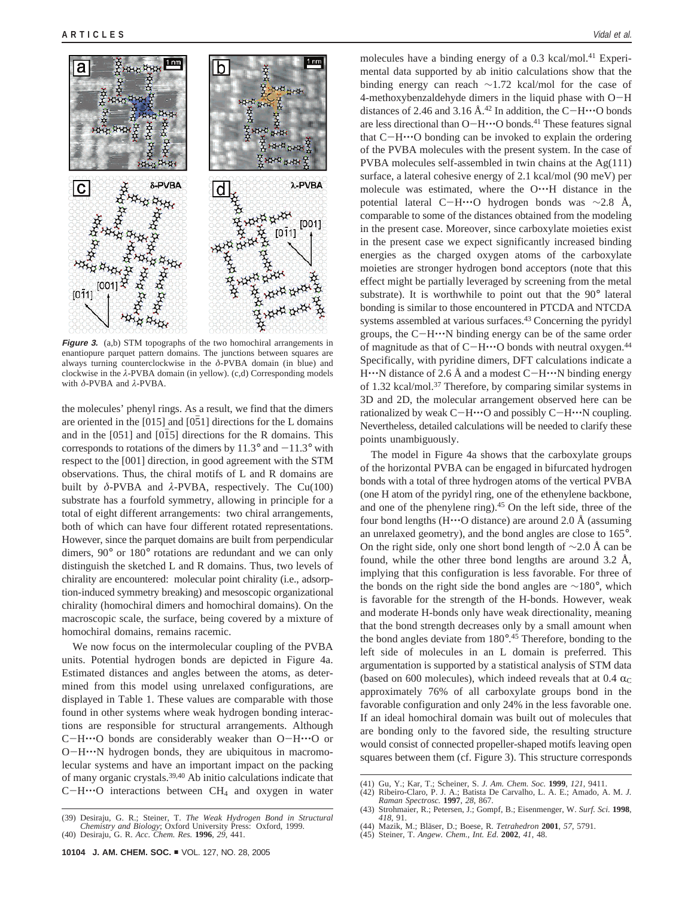**Figure 3.** (a,b) STM topographs of the two homochiral arrangements in enantiopure parquet pattern domains. The junctions between squares are always turning counterclockwise in the δ-PVBA domain (in blue) and clockwise in the λ-PVBA domain (in yellow). (c,d) Corresponding models with δ-PVBA and λ-PVBA.

the molecules' phenyl rings. As a result, we find that the dimers are oriented in the [015] and [0$\bar{5}$1] directions for the L domains and in the [051] and [0$\bar{1}$5] directions for the R domains. This corresponds to rotations of the dimers by 11.3° and −11.3° with respect to the [001] direction, in good agreement with the STM observations. Thus, the chiral motifs of L and R domains are built by δ-PVBA and λ-PVBA, respectively. The Cu(100) substrate has a fourfold symmetry, allowing in principle for a total of eight different arrangements: two chiral arrangements, both of which can have four different rotated representations. However, since the parquet domains are built from perpendicular dimers, 90° or 180° rotations are redundant and we can only distinguish the sketched L and R domains. Thus, two levels of chirality are encountered: molecular point chirality (i.e., adsorption-induced symmetry breaking) and mesoscopic organizational chirality (homochiral dimers and homochiral domains). On the macroscopic scale, the surface, being covered by a mixture of homochiral domains, remains racemic.

We now focus on the intermolecular coupling of the PVBA units. Potential hydrogen bonds are depicted in Figure 4a. Estimated distances and angles between the atoms, as determined from this model using unrelaxed configurations, are displayed in Table 1. These values are comparable with those found in other systems where weak hydrogen bonding interactions are responsible for structural arrangements. Although C−H···O bonds are considerably weaker than O−H···O or O−H···N hydrogen bonds, they are ubiquitous in macromolecular systems and have an important impact on the packing of many organic crystals.[39,40] Ab initio calculations indicate that C−H···O interactions between $CH_4$ and oxygen in water molecules have a binding energy of a 0.3 kcal/mol.[41] Experimental data supported by ab initio calculations show that the binding energy can reach ∼1.72 kcal/mol for the case of 4-methoxybenzaldehyde dimers in the liquid phase with O−H distances of 2.46 and 3.16 Å.[42] In addition, the C−H···O bonds are less directional than O−H···O bonds.[41] These features signal that C−H···O bonding can be invoked to explain the ordering of the PVBA molecules with the present system. In the case of PVBA molecules self-assembled in twin chains at the Ag(111) surface, a lateral cohesive energy of 2.1 kcal/mol (90 meV) per molecule was estimated, where the O···H distance in the potential lateral C−H···O hydrogen bonds was ∼2.8 Å, comparable to some of the distances obtained from the modeling in the present case. Moreover, since carboxylate moieties exist in the present case we expect significantly increased binding energies as the charged oxygen atoms of the carboxylate moieties are stronger hydrogen bond acceptors (note that this effect might be partially leveraged by screening from the metal substrate). It is worthwhile to point out that the 90° lateral bonding is similar to those encountered in PTCDA and NTCDA systems assembled at various surfaces.[43] Concerning the pyridyl groups, the C−H···N binding energy can be of the same order of magnitude as that of C−H···O bonds with neutral oxygen.[44] Specifically, with pyridine dimers, DFT calculations indicate a H···N distance of 2.6 Å and a modest C−H···N binding energy of 1.32 kcal/mol.[37] Therefore, by comparing similar systems in 3D and 2D, the molecular arrangement observed here can be rationalized by weak C−H···O and possibly C−H···N coupling. Nevertheless, detailed calculations will be needed to clarify these points unambiguously.

The model in Figure 4a shows that the carboxylate groups of the horizontal PVBA can be engaged in bifurcated hydrogen bonds with a total of three hydrogen atoms of the vertical PVBA (one H atom of the pyridyl ring, one of the ethenylene backbone, and one of the phenylene ring).[45] On the left side, three of the four bond lengths (H···O distance) are around 2.0 Å (assuming an unrelaxed geometry), and the bond angles are close to 165°. On the right side, only one short bond length of ∼2.0 Å can be found, while the other three bond lengths are around 3.2 Å, implying that this configuration is less favorable. For three of the bonds on the right side the bond angles are ∼180°, which is favorable for the strength of the H-bonds. However, weak and moderate H-bonds only have weak directionality, meaning that the bond strength decreases only by a small amount when the bond angles deviate from 180°.[45] Therefore, bonding to the left side of molecules in an L domain is preferred. This argumentation is supported by a statistical analysis of STM data (based on 600 molecules), which indeed reveals that at 0.4 $\alpha_C$ approximately 76% of all carboxylate groups bond in the favorable configuration and only 24% in the less favorable one. If an ideal homochiral domain was built out of molecules that are bonding only to the favored side, the resulting structure would consist of connected propeller-shaped motifs leaving open squares between them (cf. Figure 3). This structure corresponds

(39) Desiraju, G. R.; Steiner, T. *The Weak Hydrogen Bond in Structural Chemistry and Biology*; Oxford University Press: Oxford, 1999.
(40) Desiraju, G. R. *Acc. Chem. Res.* **1996**, *29*, 441.
(41) Gu, Y.; Kar, T.; Scheiner, S. *J. Am. Chem. Soc.* **1999**, *121*, 9411.
(42) Ribeiro-Claro, P. J. A.; Batista De Carvalho, L. A. E.; Amado, A. M. *J. Raman Spectrosc.* **1997**, *28*, 867.
(43) Strohmaier, R.; Petersen, J.; Gompf, B.; Eisenmenger, W. *Surf. Sci.* **1998**, *418*, 91.
(44) Mazik, M.; Bläser, D.; Boese, R. *Tetrahedron* **2001**, *57*, 5791.
(45) Steiner, T. *Angew. Chem., Int. Ed.* **2002**, *41*, 48.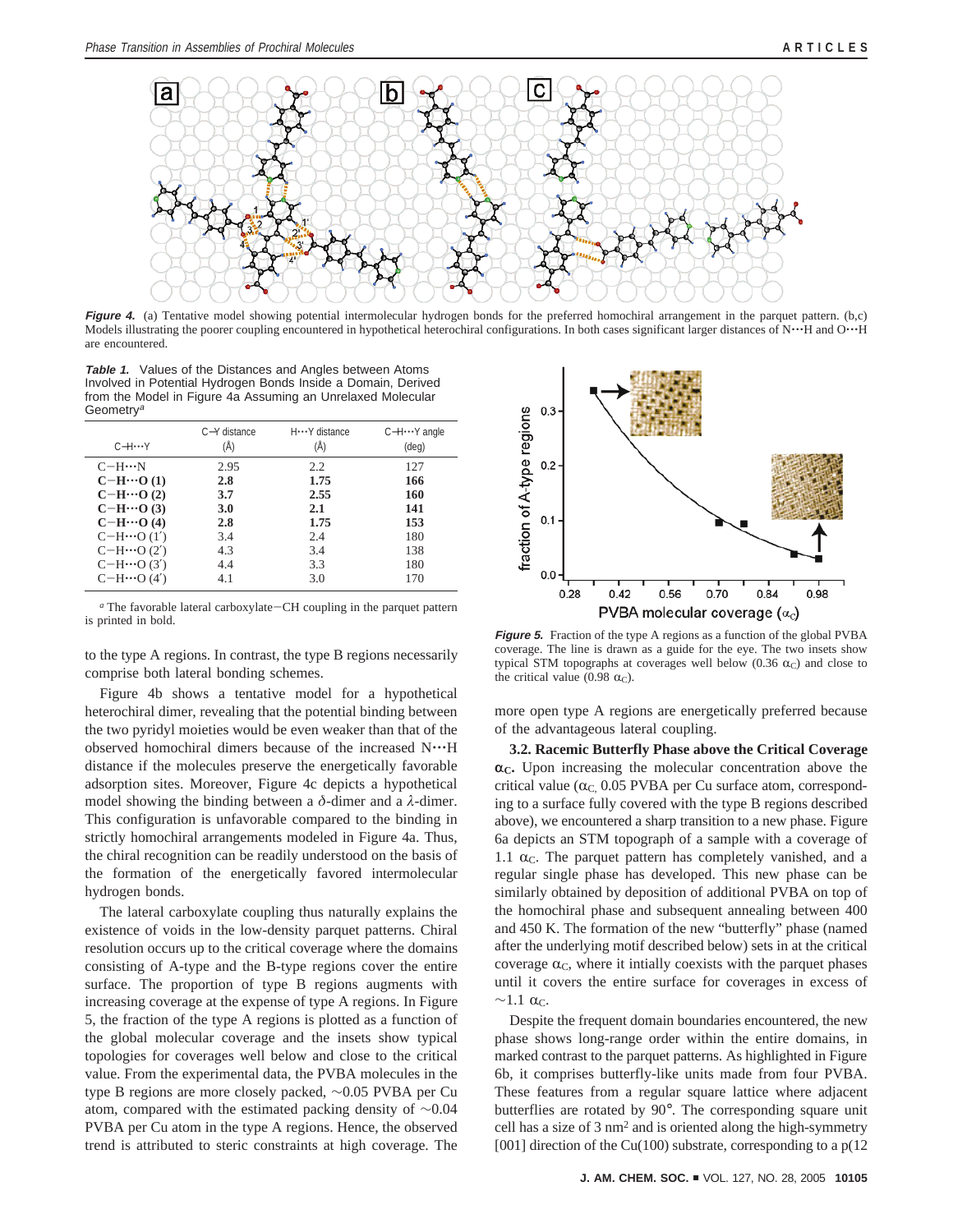*Figure 4.* (a) Tentative model showing potential intermolecular hydrogen bonds for the preferred homochiral arrangement in the parquet pattern. (b,c) Models illustrating the poorer coupling encountered in hypothetical heterochiral configurations. In both cases significant larger distances of N···H and O···H are encountered.

*Table 1.* Values of the Distances and Angles between Atoms Involved in Potential Hydrogen Bonds Inside a Domain, Derived from the Model in Figure 4a Assuming an Unrelaxed Molecular Geometry[a]

| C−H···Y | C−Y distance (Å) | H···Y distance (Å) | C−H···Y angle (deg) |
|---|---|---|---|
| C−H···N | 2.95 | 2.2 | 127 |
| **C−H···O (1)** | **2.8** | **1.75** | **166** |
| **C−H···O (2)** | **3.7** | **2.55** | **160** |
| **C−H···O (3)** | **3.0** | **2.1** | **141** |
| **C−H···O (4)** | **2.8** | **1.75** | **153** |
| C−H···O (1′) | 3.4 | 2.4 | 180 |
| C−H···O (2′) | 4.3 | 3.4 | 138 |
| C−H···O (3′) | 4.4 | 3.3 | 180 |
| C−H···O (4′) | 4.1 | 3.0 | 170 |

[a] The favorable lateral carboxylate−CH coupling in the parquet pattern is printed in bold.

to the type A regions. In contrast, the type B regions necessarily comprise both lateral bonding schemes.

Figure 4b shows a tentative model for a hypothetical heterochiral dimer, revealing that the potential binding between the two pyridyl moieties would be even weaker than that of the observed homochiral dimers because of the increased N···H distance if the molecules preserve the energetically favorable adsorption sites. Moreover, Figure 4c depicts a hypothetical model showing the binding between a $\delta$-dimer and a $\lambda$-dimer. This configuration is unfavorable compared to the binding in strictly homochiral arrangements modeled in Figure 4a. Thus, the chiral recognition can be readily understood on the basis of the formation of the energetically favored intermolecular hydrogen bonds.

The lateral carboxylate coupling thus naturally explains the existence of voids in the low-density parquet patterns. Chiral resolution occurs up to the critical coverage where the domains consisting of A-type and the B-type regions cover the entire surface. The proportion of type B regions augments with increasing coverage at the expense of type A regions. In Figure 5, the fraction of the type A regions is plotted as a function of the global molecular coverage and the insets show typical topologies for coverages well below and close to the critical value. From the experimental data, the PVBA molecules in the type B regions are more closely packed, ~0.05 PVBA per Cu atom, compared with the estimated packing density of ~0.04 PVBA per Cu atom in the type A regions. Hence, the observed trend is attributed to steric constraints at high coverage. The more open type A regions are energetically preferred because of the advantageous lateral coupling.

*Figure 5.* Fraction of the type A regions as a function of the global PVBA coverage. The line is drawn as a guide for the eye. The two insets show typical STM topographs at coverages well below (0.36 $\alpha_C$) and close to the critical value (0.98 $\alpha_C$).

**3.2. Racemic Butterfly Phase above the Critical Coverage $\alpha_C$.** Upon increasing the molecular concentration above the critical value ($\alpha_C$, 0.05 PVBA per Cu surface atom, corresponding to a surface fully covered with the type B regions described above), we encountered a sharp transition to a new phase. Figure 6a depicts an STM topograph of a sample with a coverage of 1.1 $\alpha_C$. The parquet pattern has completely vanished, and a regular single phase has developed. This new phase can be similarly obtained by deposition of additional PVBA on top of the homochiral phase and subsequent annealing between 400 and 450 K. The formation of the new "butterfly" phase (named after the underlying motif described below) sets in at the critical coverage $\alpha_C$, where it intially coexists with the parquet phases until it covers the entire surface for coverages in excess of ~1.1 $\alpha_C$.

Despite the frequent domain boundaries encountered, the new phase shows long-range order within the entire domains, in marked contrast to the parquet patterns. As highlighted in Figure 6b, it comprises butterfly-like units made from four PVBA. These features from a regular square lattice where adjacent butterflies are rotated by 90°. The corresponding square unit cell has a size of 3 $nm^2$ and is oriented along the high-symmetry [001] direction of the Cu(100) substrate, corresponding to a p(12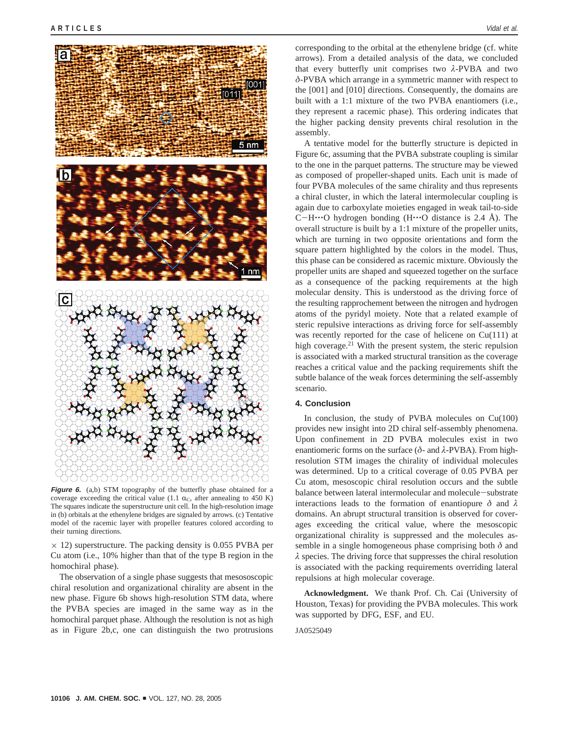Figure 6. (a,b) STM topography of the butterfly phase obtained for a coverage exceeding the critical value (1.1 $\alpha_C$, after annealing to 450 K) The squares indicate the superstructure unit cell. In the high-resolution image in (b) orbitals at the ethenylene bridges are signaled by arrows. (c) Tentative model of the racemic layer with propeller features colored according to their turning directions.

× 12) superstructure. The packing density is 0.055 PVBA per Cu atom (i.e., 10% higher than that of the type B region in the homochiral phase).

The observation of a single phase suggests that mesososcopic chiral resolution and organizational chirality are absent in the new phase. Figure 6b shows high-resolution STM data, where the PVBA species are imaged in the same way as in the homochiral parquet phase. Although the resolution is not as high as in Figure 2b,c, one can distinguish the two protrusions corresponding to the orbital at the ethenylene bridge (cf. white arrows). From a detailed analysis of the data, we concluded that every butterfly unit comprises two $\lambda$-PVBA and two $\delta$-PVBA which arrange in a symmetric manner with respect to the [001] and [010] directions. Consequently, the domains are built with a 1:1 mixture of the two PVBA enantiomers (i.e., they represent a racemic phase). This ordering indicates that the higher packing density prevents chiral resolution in the assembly.

A tentative model for the butterfly structure is depicted in Figure 6c, assuming that the PVBA substrate coupling is similar to the one in the parquet patterns. The structure may be viewed as composed of propeller-shaped units. Each unit is made of four PVBA molecules of the same chirality and thus represents a chiral cluster, in which the lateral intermolecular coupling is again due to carboxylate moieties engaged in weak tail-to-side C−H···O hydrogen bonding (H···O distance is 2.4 Å). The overall structure is built by a 1:1 mixture of the propeller units, which are turning in two opposite orientations and form the square pattern highlighted by the colors in the model. Thus, this phase can be considered as racemic mixture. Obviously the propeller units are shaped and squeezed together on the surface as a consequence of the packing requirements at the high molecular density. This is understood as the driving force of the resulting rapprochement between the nitrogen and hydrogen atoms of the pyridyl moiety. Note that a related example of steric repulsive interactions as driving force for self-assembly was recently reported for the case of helicene on Cu(111) at high coverage.[21] With the present system, the steric repulsion is associated with a marked structural transition as the coverage reaches a critical value and the packing requirements shift the subtle balance of the weak forces determining the self-assembly scenario.

## 4. Conclusion

In conclusion, the study of PVBA molecules on Cu(100) provides new insight into 2D chiral self-assembly phenomena. Upon confinement in 2D PVBA molecules exist in two enantiomeric forms on the surface ($\delta$- and $\lambda$-PVBA). From high-resolution STM images the chirality of individual molecules was determined. Up to a critical coverage of 0.05 PVBA per Cu atom, mesoscopic chiral resolution occurs and the subtle balance between lateral intermolecular and molecule−substrate interactions leads to the formation of enantiopure $\delta$ and $\lambda$ domains. An abrupt structural transition is observed for coverages exceeding the critical value, where the mesoscopic organizational chirality is suppressed and the molecules assemble in a single homogeneous phase comprising both $\delta$ and $\lambda$ species. The driving force that suppresses the chiral resolution is associated with the packing requirements overriding lateral repulsions at high molecular coverage.

**Acknowledgment.** We thank Prof. Ch. Cai (University of Houston, Texas) for providing the PVBA molecules. This work was supported by DFG, ESF, and EU.

JA0525049